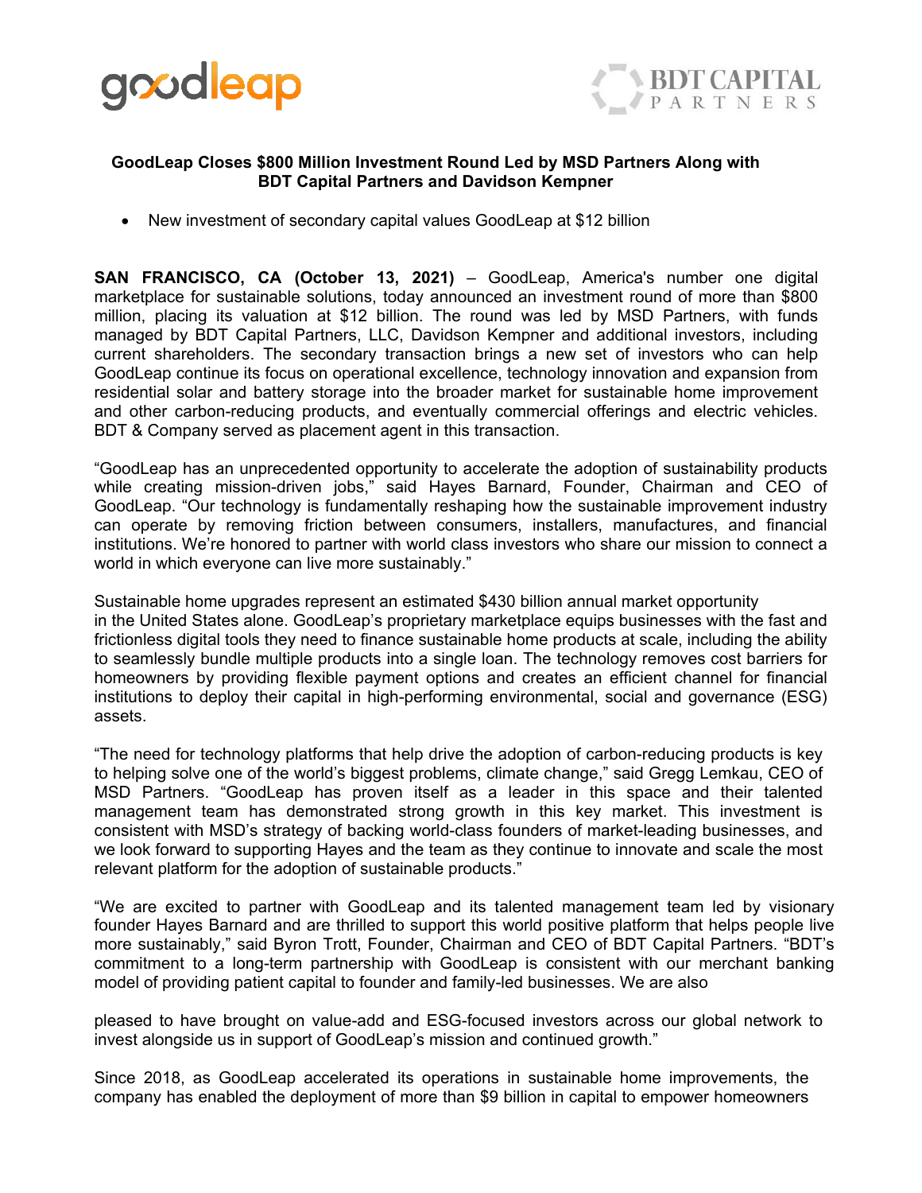goodleap

BDT CAPITAL PARTNERS

**GoodLeap Closes $800 Million Investment Round Led by MSD Partners Along with BDT Capital Partners and Davidson Kempner**

- New investment of secondary capital values GoodLeap at $12 billion

**SAN FRANCISCO, CA (October 13, 2021)** – GoodLeap, America's number one digital marketplace for sustainable solutions, today announced an investment round of more than $800 million, placing its valuation at $12 billion. The round was led by MSD Partners, with funds managed by BDT Capital Partners, LLC, Davidson Kempner and additional investors, including current shareholders. The secondary transaction brings a new set of investors who can help GoodLeap continue its focus on operational excellence, technology innovation and expansion from residential solar and battery storage into the broader market for sustainable home improvement and other carbon-reducing products, and eventually commercial offerings and electric vehicles. BDT & Company served as placement agent in this transaction.

"GoodLeap has an unprecedented opportunity to accelerate the adoption of sustainability products while creating mission-driven jobs," said Hayes Barnard, Founder, Chairman and CEO of GoodLeap. "Our technology is fundamentally reshaping how the sustainable improvement industry can operate by removing friction between consumers, installers, manufactures, and financial institutions. We're honored to partner with world class investors who share our mission to connect a world in which everyone can live more sustainably."

Sustainable home upgrades represent an estimated $430 billion annual market opportunity in the United States alone. GoodLeap's proprietary marketplace equips businesses with the fast and frictionless digital tools they need to finance sustainable home products at scale, including the ability to seamlessly bundle multiple products into a single loan. The technology removes cost barriers for homeowners by providing flexible payment options and creates an efficient channel for financial institutions to deploy their capital in high-performing environmental, social and governance (ESG) assets.

"The need for technology platforms that help drive the adoption of carbon-reducing products is key to helping solve one of the world's biggest problems, climate change," said Gregg Lemkau, CEO of MSD Partners. "GoodLeap has proven itself as a leader in this space and their talented management team has demonstrated strong growth in this key market. This investment is consistent with MSD's strategy of backing world-class founders of market-leading businesses, and we look forward to supporting Hayes and the team as they continue to innovate and scale the most relevant platform for the adoption of sustainable products."

"We are excited to partner with GoodLeap and its talented management team led by visionary founder Hayes Barnard and are thrilled to support this world positive platform that helps people live more sustainably," said Byron Trott, Founder, Chairman and CEO of BDT Capital Partners. "BDT's commitment to a long-term partnership with GoodLeap is consistent with our merchant banking model of providing patient capital to founder and family-led businesses. We are also pleased to have brought on value-add and ESG-focused investors across our global network to invest alongside us in support of GoodLeap's mission and continued growth."

Since 2018, as GoodLeap accelerated its operations in sustainable home improvements, the company has enabled the deployment of more than $9 billion in capital to empower homeowners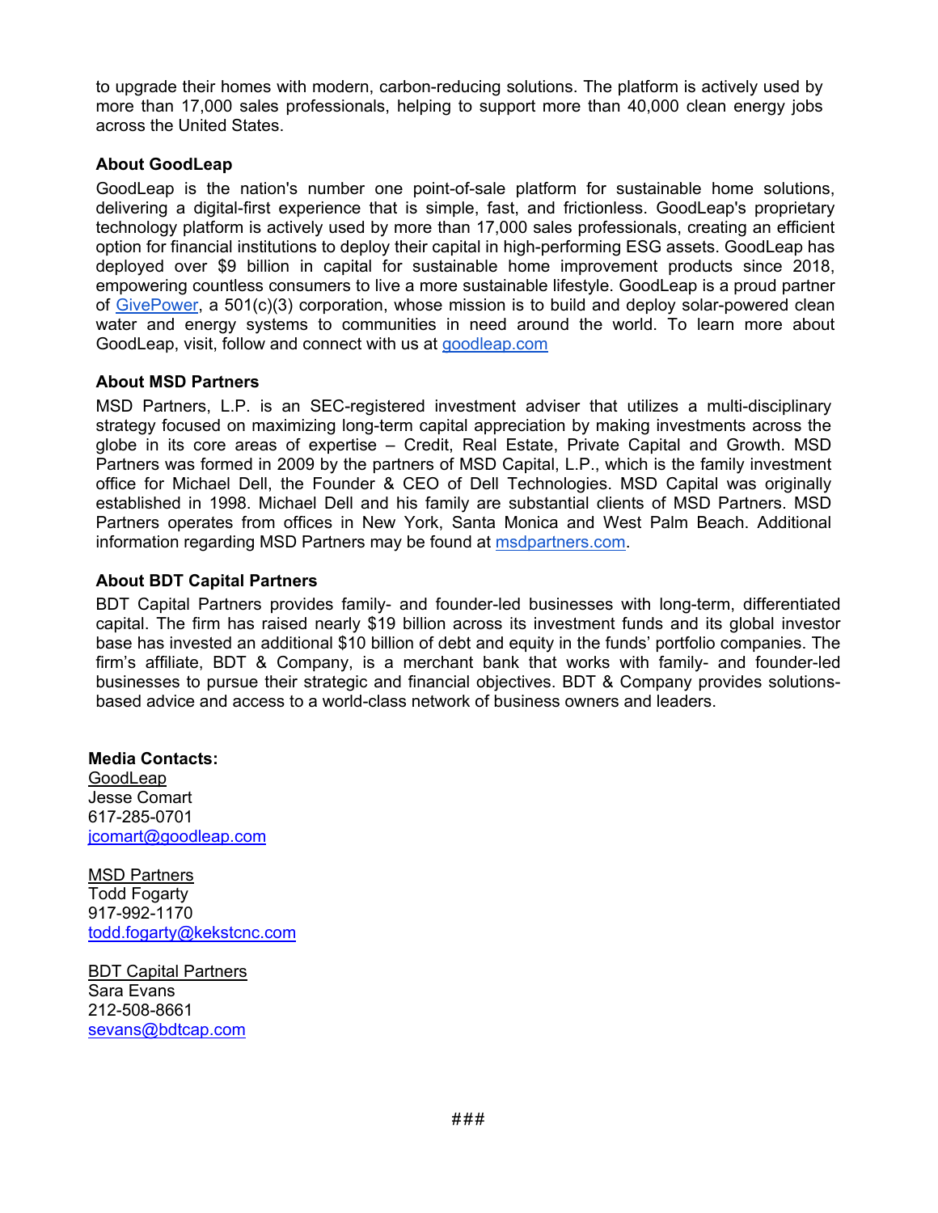to upgrade their homes with modern, carbon-reducing solutions. The platform is actively used by more than 17,000 sales professionals, helping to support more than 40,000 clean energy jobs across the United States.

**About GoodLeap**

GoodLeap is the nation's number one point-of-sale platform for sustainable home solutions, delivering a digital-first experience that is simple, fast, and frictionless. GoodLeap's proprietary technology platform is actively used by more than 17,000 sales professionals, creating an efficient option for financial institutions to deploy their capital in high-performing ESG assets. GoodLeap has deployed over $9 billion in capital for sustainable home improvement products since 2018, empowering countless consumers to live a more sustainable lifestyle. GoodLeap is a proud partner of GivePower, a 501(c)(3) corporation, whose mission is to build and deploy solar-powered clean water and energy systems to communities in need around the world. To learn more about GoodLeap, visit, follow and connect with us at goodleap.com

**About MSD Partners**

MSD Partners, L.P. is an SEC-registered investment adviser that utilizes a multi-disciplinary strategy focused on maximizing long-term capital appreciation by making investments across the globe in its core areas of expertise – Credit, Real Estate, Private Capital and Growth. MSD Partners was formed in 2009 by the partners of MSD Capital, L.P., which is the family investment office for Michael Dell, the Founder & CEO of Dell Technologies. MSD Capital was originally established in 1998. Michael Dell and his family are substantial clients of MSD Partners. MSD Partners operates from offices in New York, Santa Monica and West Palm Beach. Additional information regarding MSD Partners may be found at msdpartners.com.

**About BDT Capital Partners**

BDT Capital Partners provides family- and founder-led businesses with long-term, differentiated capital. The firm has raised nearly $19 billion across its investment funds and its global investor base has invested an additional $10 billion of debt and equity in the funds' portfolio companies. The firm's affiliate, BDT & Company, is a merchant bank that works with family- and founder-led businesses to pursue their strategic and financial objectives. BDT & Company provides solutions-based advice and access to a world-class network of business owners and leaders.

**Media Contacts:**

GoodLeap
Jesse Comart
617-285-0701
jcomart@goodleap.com

MSD Partners
Todd Fogarty
917-992-1170
todd.fogarty@kekstcnc.com

BDT Capital Partners
Sara Evans
212-508-8661
sevans@bdtcap.com

###